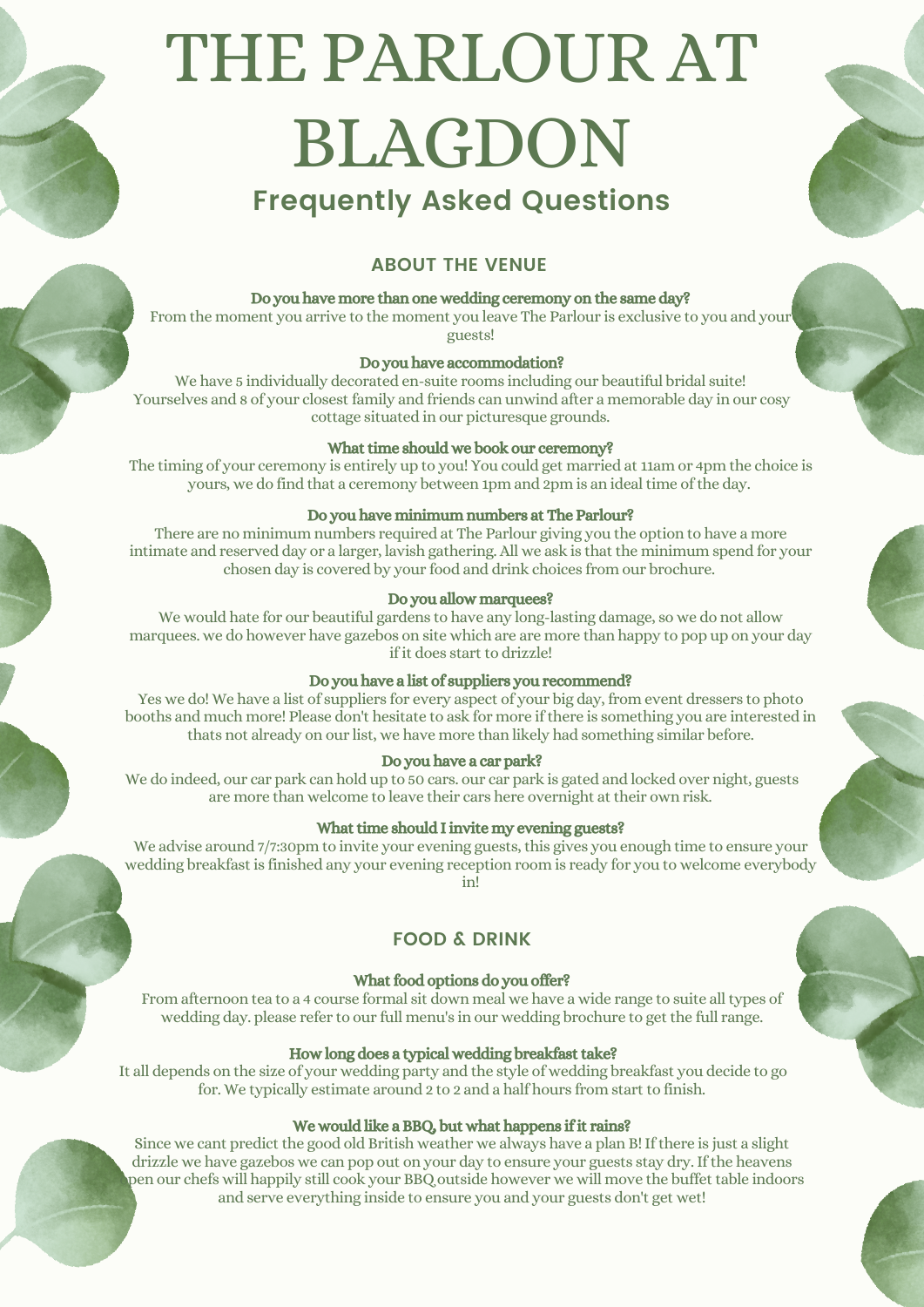# THE PARLOUR AT BLAGDON

## Frequently Asked Questions

### ABOUT THE VENUE

**Do you have more than one wedding ceremony on the same day?**

From the moment you arrive to the moment you leave The Parlour is exclusive to you and your guests!

**Do you have accommodation?**

We have 5 individually decorated en-suite rooms including our beautiful bridal suite! Yourselves and 8 of your closest family and friends can unwind after a memorable day in our cosy cottage situated in our picturesque grounds.

**What time should we book our ceremony?**

The timing of your ceremony is entirely up to you! You could get married at 11am or 4pm the choice is yours, we do find that a ceremony between 1pm and 2pm is an ideal time of the day.

**Do you have minimum numbers at The Parlour?**

There are no minimum numbers required at The Parlour giving you the option to have a more intimate and reserved day or a larger, lavish gathering. All we ask is that the minimum spend for your chosen day is covered by your food and drink choices from our brochure.

**Do you allow marquees?**

We would hate for our beautiful gardens to have any long-lasting damage, so we do not allow marquees. we do however have gazebos on site which are are more than happy to pop up on your day if it does start to drizzle!

**Do you have a list of suppliers you recommend?**

Yes we do! We have a list of suppliers for every aspect of your big day, from event dressers to photo booths and much more! Please don't hesitate to ask for more if there is something you are interested in thats not already on our list, we have more than likely had something similar before.

**Do you have a car park?**

We do indeed, our car park can hold up to 50 cars. our car park is gated and locked over night, guests are more than welcome to leave their cars here overnight at their own risk.

**What time should I invite my evening guests?**

We advise around 7/7:30pm to invite your evening guests, this gives you enough time to ensure your wedding breakfast is finished any your evening reception room is ready for you to welcome everybody in!

### FOOD & DRINK

**What food options do you offer?**

From afternoon tea to a 4 course formal sit down meal we have a wide range to suite all types of wedding day. please refer to our full menu's in our wedding brochure to get the full range.

**How long does a typical wedding breakfast take?**

It all depends on the size of your wedding party and the style of wedding breakfast you decide to go for. We typically estimate around 2 to 2 and a half hours from start to finish.

**We would like a BBQ, but what happens if it rains?**

Since we cant predict the good old British weather we always have a plan B! If there is just a slight drizzle we have gazebos we can pop out on your day to ensure your guests stay dry. If the heavens open our chefs will happily still cook your BBQ outside however we will move the buffet table indoors and serve everything inside to ensure you and your guests don't get wet!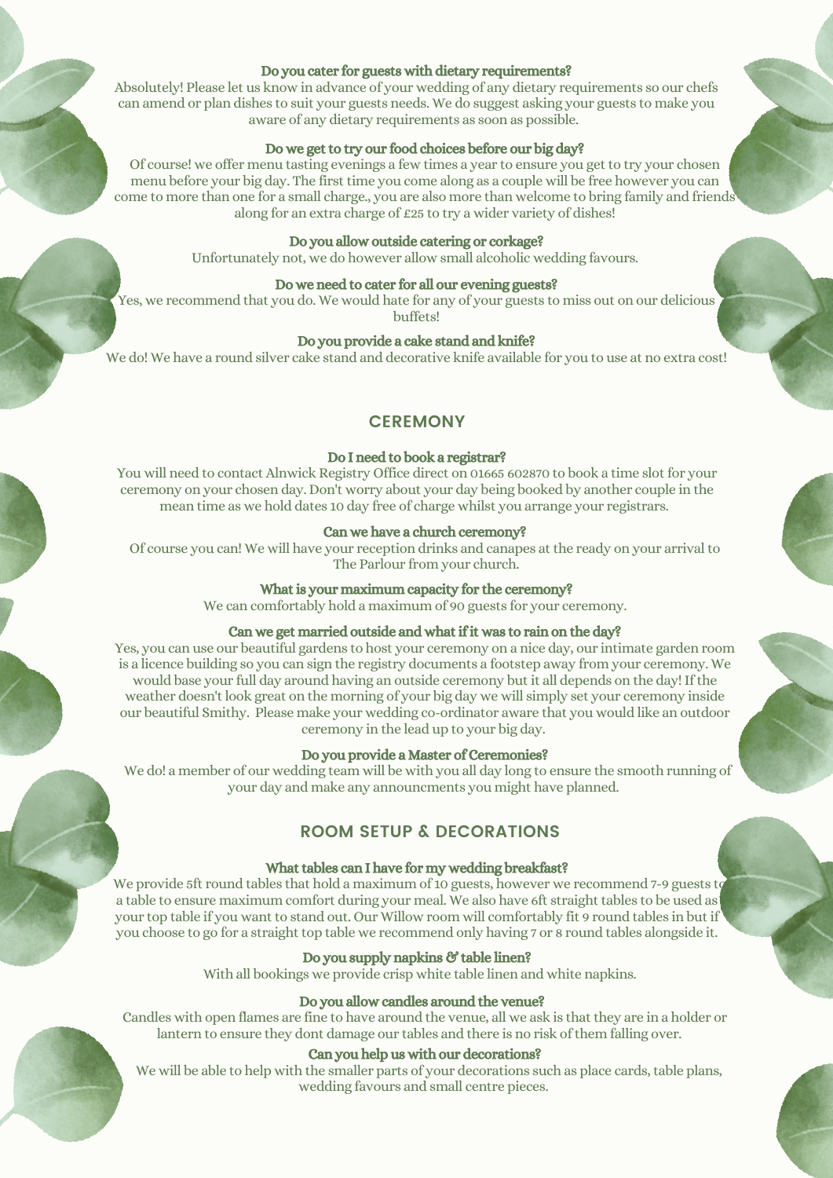**Do you cater for guests with dietary requirements?**

Absolutely! Please let us know in advance of your wedding of any dietary requirements so our chefs can amend or plan dishes to suit your guests needs. We do suggest asking your guests to make you aware of any dietary requirements as soon as possible.

**Do we get to try our food choices before our big day?**

Of course! we offer menu tasting evenings a few times a year to ensure you get to try your chosen menu before your big day. The first time you come along as a couple will be free however you can come to more than one for a small charge., you are also more than welcome to bring family and friends along for an extra charge of £25 to try a wider variety of dishes!

**Do you allow outside catering or corkage?**

Unfortunately not, we do however allow small alcoholic wedding favours.

**Do we need to cater for all our evening guests?**

Yes, we recommend that you do. We would hate for any of your guests to miss out on our delicious buffets!

**Do you provide a cake stand and knife?**

We do! We have a round silver cake stand and decorative knife available for you to use at no extra cost!

## CEREMONY

**Do I need to book a registrar?**

You will need to contact Alnwick Registry Office direct on 01665 602870 to book a time slot for your ceremony on your chosen day. Don't worry about your day being booked by another couple in the mean time as we hold dates 10 day free of charge whilst you arrange your registrars.

**Can we have a church ceremony?**

Of course you can! We will have your reception drinks and canapes at the ready on your arrival to The Parlour from your church.

**What is your maximum capacity for the ceremony?**

We can comfortably hold a maximum of 90 guests for your ceremony.

**Can we get married outside and what if it was to rain on the day?**

Yes, you can use our beautiful gardens to host your ceremony on a nice day, our intimate garden room is a licence building so you can sign the registry documents a footstep away from your ceremony. We would base your full day around having an outside ceremony but it all depends on the day! If the weather doesn't look great on the morning of your big day we will simply set your ceremony inside our beautiful Smithy. Please make your wedding co-ordinator aware that you would like an outdoor ceremony in the lead up to your big day.

**Do you provide a Master of Ceremonies?**

We do! a member of our wedding team will be with you all day long to ensure the smooth running of your day and make any announcments you might have planned.

## ROOM SETUP & DECORATIONS

**What tables can I have for my wedding breakfast?**

We provide 5ft round tables that hold a maximum of 10 guests, however we recommend 7-9 guests to a table to ensure maximum comfort during your meal. We also have 6ft straight tables to be used as your top table if you want to stand out. Our Willow room will comfortably fit 9 round tables in but if you choose to go for a straight top table we recommend only having 7 or 8 round tables alongside it.

**Do you supply napkins & table linen?**

With all bookings we provide crisp white table linen and white napkins.

**Do you allow candles around the venue?**

Candles with open flames are fine to have around the venue, all we ask is that they are in a holder or lantern to ensure they dont damage our tables and there is no risk of them falling over.

**Can you help us with our decorations?**

We will be able to help with the smaller parts of your decorations such as place cards, table plans, wedding favours and small centre pieces.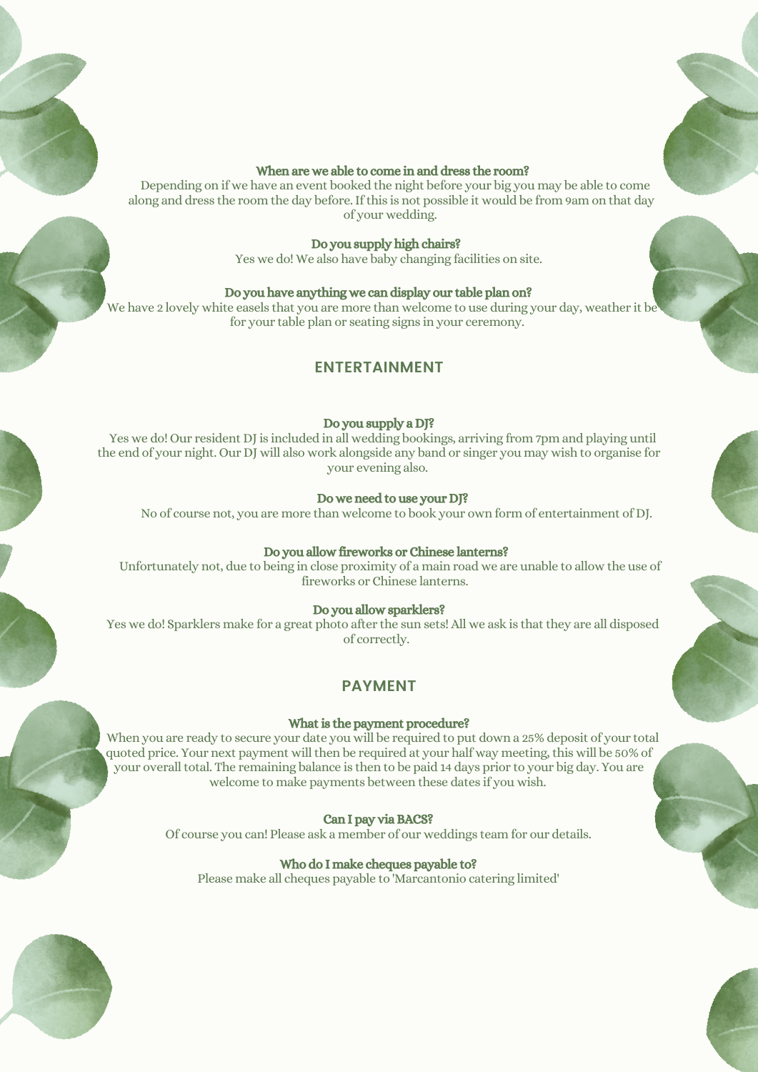**When are we able to come in and dress the room?**

Depending on if we have an event booked the night before your big you may be able to come along and dress the room the day before. If this is not possible it would be from 9am on that day of your wedding.

**Do you supply high chairs?**

Yes we do! We also have baby changing facilities on site.

**Do you have anything we can display our table plan on?**

We have 2 lovely white easels that you are more than welcome to use during your day, weather it be for your table plan or seating signs in your ceremony.

## ENTERTAINMENT

**Do you supply a DJ?**

Yes we do! Our resident DJ is included in all wedding bookings, arriving from 7pm and playing until the end of your night. Our DJ will also work alongside any band or singer you may wish to organise for your evening also.

**Do we need to use your DJ?**

No of course not, you are more than welcome to book your own form of entertainment of DJ.

**Do you allow fireworks or Chinese lanterns?**

Unfortunately not, due to being in close proximity of a main road we are unable to allow the use of fireworks or Chinese lanterns.

**Do you allow sparklers?**

Yes we do! Sparklers make for a great photo after the sun sets! All we ask is that they are all disposed of correctly.

## PAYMENT

**What is the payment procedure?**

When you are ready to secure your date you will be required to put down a 25% deposit of your total quoted price. Your next payment will then be required at your half way meeting, this will be 50% of your overall total. The remaining balance is then to be paid 14 days prior to your big day. You are welcome to make payments between these dates if you wish.

**Can I pay via BACS?**

Of course you can! Please ask a member of our weddings team for our details.

**Who do I make cheques payable to?**

Please make all cheques payable to 'Marcantonio catering limited'